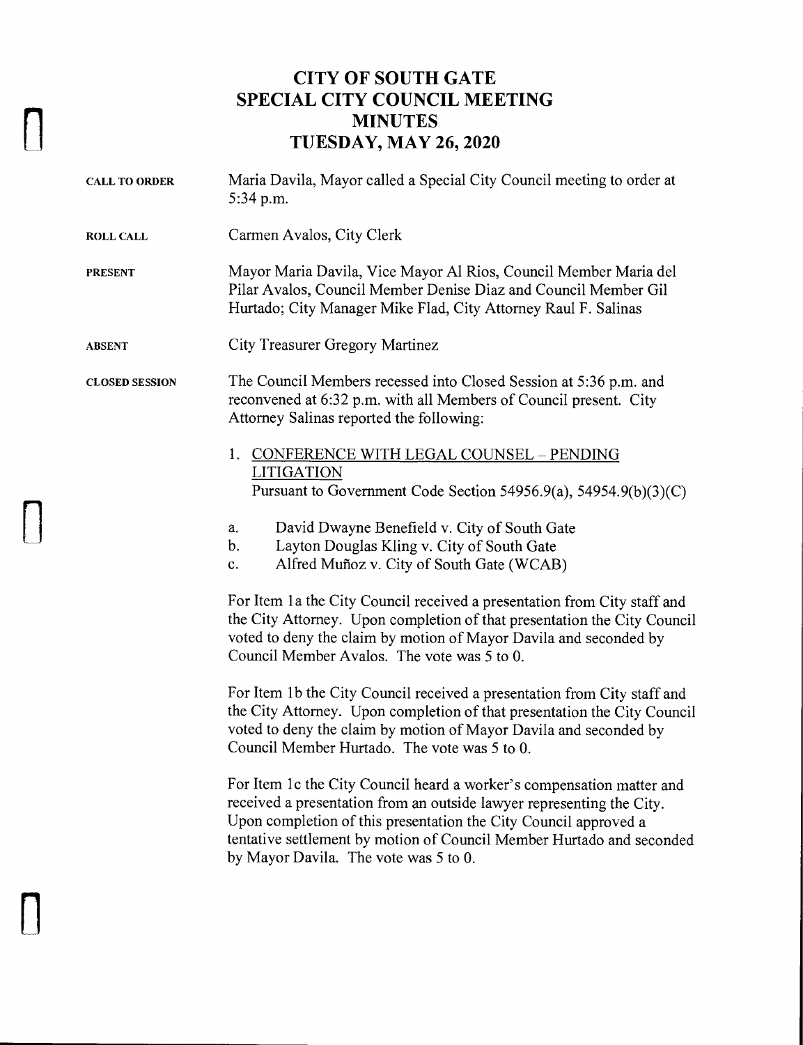# CITY OF SOUTH GATE
# SPECIAL CITY COUNCIL MEETING
# MINUTES
# TUESDAY, MAY 26, 2020

**CALL TO ORDER** Maria Davila, Mayor called a Special City Council meeting to order at 5:34 p.m.

**ROLL CALL** Carmen Avalos, City Clerk

**PRESENT** Mayor Maria Davila, Vice Mayor Al Rios, Council Member Maria del Pilar Avalos, Council Member Denise Diaz and Council Member Gil Hurtado; City Manager Mike Flad, City Attorney Raul F. Salinas

**ABSENT** City Treasurer Gregory Martinez

**CLOSED SESSION** The Council Members recessed into Closed Session at 5:36 p.m. and reconvened at 6:32 p.m. with all Members of Council present. City Attorney Salinas reported the following:

1. <u>CONFERENCE WITH LEGAL COUNSEL – PENDING LITIGATION</u>
   Pursuant to Government Code Section 54956.9(a), 54954.9(b)(3)(C)

   a. David Dwayne Benefield v. City of South Gate
   b. Layton Douglas Kling v. City of South Gate
   c. Alfred Muñoz v. City of South Gate (WCAB)

For Item 1a the City Council received a presentation from City staff and the City Attorney. Upon completion of that presentation the City Council voted to deny the claim by motion of Mayor Davila and seconded by Council Member Avalos. The vote was 5 to 0.

For Item 1b the City Council received a presentation from City staff and the City Attorney. Upon completion of that presentation the City Council voted to deny the claim by motion of Mayor Davila and seconded by Council Member Hurtado. The vote was 5 to 0.

For Item 1c the City Council heard a worker's compensation matter and received a presentation from an outside lawyer representing the City. Upon completion of this presentation the City Council approved a tentative settlement by motion of Council Member Hurtado and seconded by Mayor Davila. The vote was 5 to 0.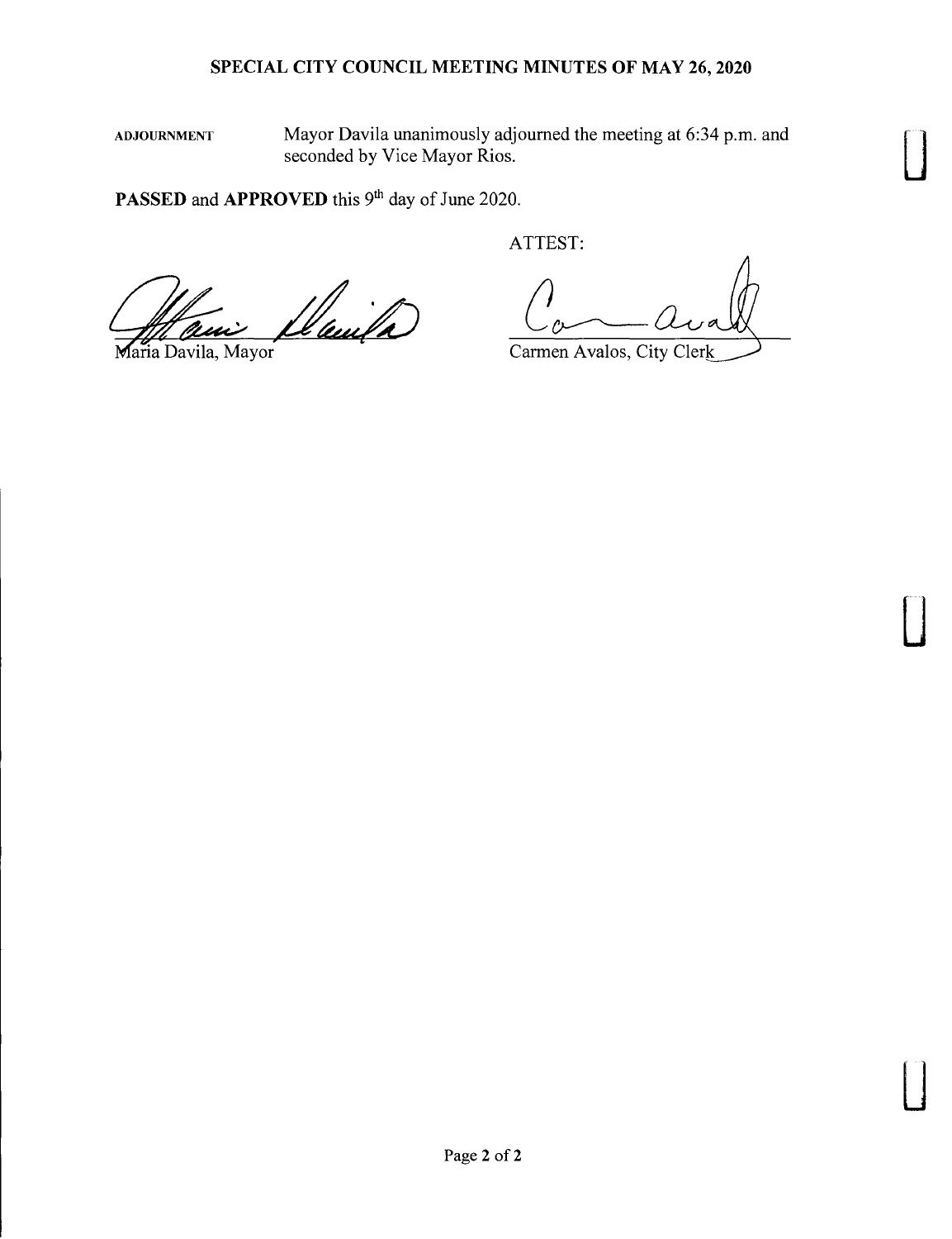**ADJOURNMENT** Mayor Davila unanimously adjourned the meeting at 6:34 p.m. and seconded by Vice Mayor Rios.

**PASSED** and **APPROVED** this 9th day of June 2020.

ATTEST:

Maria Davila, Mayor

Carmen Avalos, City Clerk